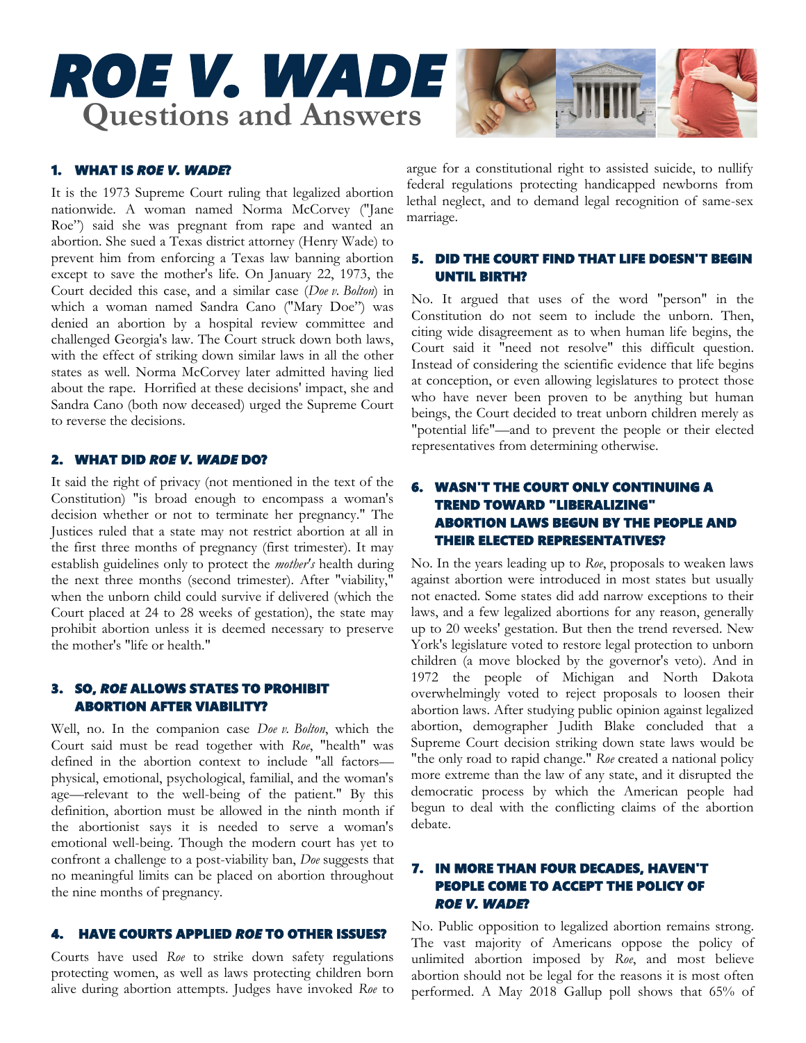# ROE V. WADE

## Questions and Answers

### 1. WHAT IS *ROE V. WADE*?

It is the 1973 Supreme Court ruling that legalized abortion nationwide. A woman named Norma McCorvey ("Jane Roe") said she was pregnant from rape and wanted an abortion. She sued a Texas district attorney (Henry Wade) to prevent him from enforcing a Texas law banning abortion except to save the mother's life. On January 22, 1973, the Court decided this case, and a similar case (*Doe v. Bolton*) in which a woman named Sandra Cano ("Mary Doe") was denied an abortion by a hospital review committee and challenged Georgia's law. The Court struck down both laws, with the effect of striking down similar laws in all the other states as well. Norma McCorvey later admitted having lied about the rape. Horrified at these decisions' impact, she and Sandra Cano (both now deceased) urged the Supreme Court to reverse the decisions.

### 2. WHAT DID *ROE V. WADE* DO?

It said the right of privacy (not mentioned in the text of the Constitution) "is broad enough to encompass a woman's decision whether or not to terminate her pregnancy." The Justices ruled that a state may not restrict abortion at all in the first three months of pregnancy (first trimester). It may establish guidelines only to protect the *mother's* health during the next three months (second trimester). After "viability," when the unborn child could survive if delivered (which the Court placed at 24 to 28 weeks of gestation), the state may prohibit abortion unless it is deemed necessary to preserve the mother's "life or health."

### 3. SO, *ROE* ALLOWS STATES TO PROHIBIT ABORTION AFTER VIABILITY?

Well, no. In the companion case *Doe v. Bolton*, which the Court said must be read together with *Roe*, "health" was defined in the abortion context to include "all factors—physical, emotional, psychological, familial, and the woman's age—relevant to the well-being of the patient." By this definition, abortion must be allowed in the ninth month if the abortionist says it is needed to serve a woman's emotional well-being. Though the modern court has yet to confront a challenge to a post-viability ban, *Doe* suggests that no meaningful limits can be placed on abortion throughout the nine months of pregnancy.

### 4. HAVE COURTS APPLIED *ROE* TO OTHER ISSUES?

Courts have used *Roe* to strike down safety regulations protecting women, as well as laws protecting children born alive during abortion attempts. Judges have invoked *Roe* to argue for a constitutional right to assisted suicide, to nullify federal regulations protecting handicapped newborns from lethal neglect, and to demand legal recognition of same-sex marriage.

### 5. DID THE COURT FIND THAT LIFE DOESN'T BEGIN UNTIL BIRTH?

No. It argued that uses of the word "person" in the Constitution do not seem to include the unborn. Then, citing wide disagreement as to when human life begins, the Court said it "need not resolve" this difficult question. Instead of considering the scientific evidence that life begins at conception, or even allowing legislatures to protect those who have never been proven to be anything but human beings, the Court decided to treat unborn children merely as "potential life"—and to prevent the people or their elected representatives from determining otherwise.

### 6. WASN'T THE COURT ONLY CONTINUING A TREND TOWARD "LIBERALIZING" ABORTION LAWS BEGUN BY THE PEOPLE AND THEIR ELECTED REPRESENTATIVES?

No. In the years leading up to *Roe*, proposals to weaken laws against abortion were introduced in most states but usually not enacted. Some states did add narrow exceptions to their laws, and a few legalized abortions for any reason, generally up to 20 weeks' gestation. But then the trend reversed. New York's legislature voted to restore legal protection to unborn children (a move blocked by the governor's veto). And in 1972 the people of Michigan and North Dakota overwhelmingly voted to reject proposals to loosen their abortion laws. After studying public opinion against legalized abortion, demographer Judith Blake concluded that a Supreme Court decision striking down state laws would be "the only road to rapid change." *Roe* created a national policy more extreme than the law of any state, and it disrupted the democratic process by which the American people had begun to deal with the conflicting claims of the abortion debate.

### 7. IN MORE THAN FOUR DECADES, HAVEN'T PEOPLE COME TO ACCEPT THE POLICY OF *ROE V. WADE*?

No. Public opposition to legalized abortion remains strong. The vast majority of Americans oppose the policy of unlimited abortion imposed by *Roe*, and most believe abortion should not be legal for the reasons it is most often performed. A May 2018 Gallup poll shows that 65% of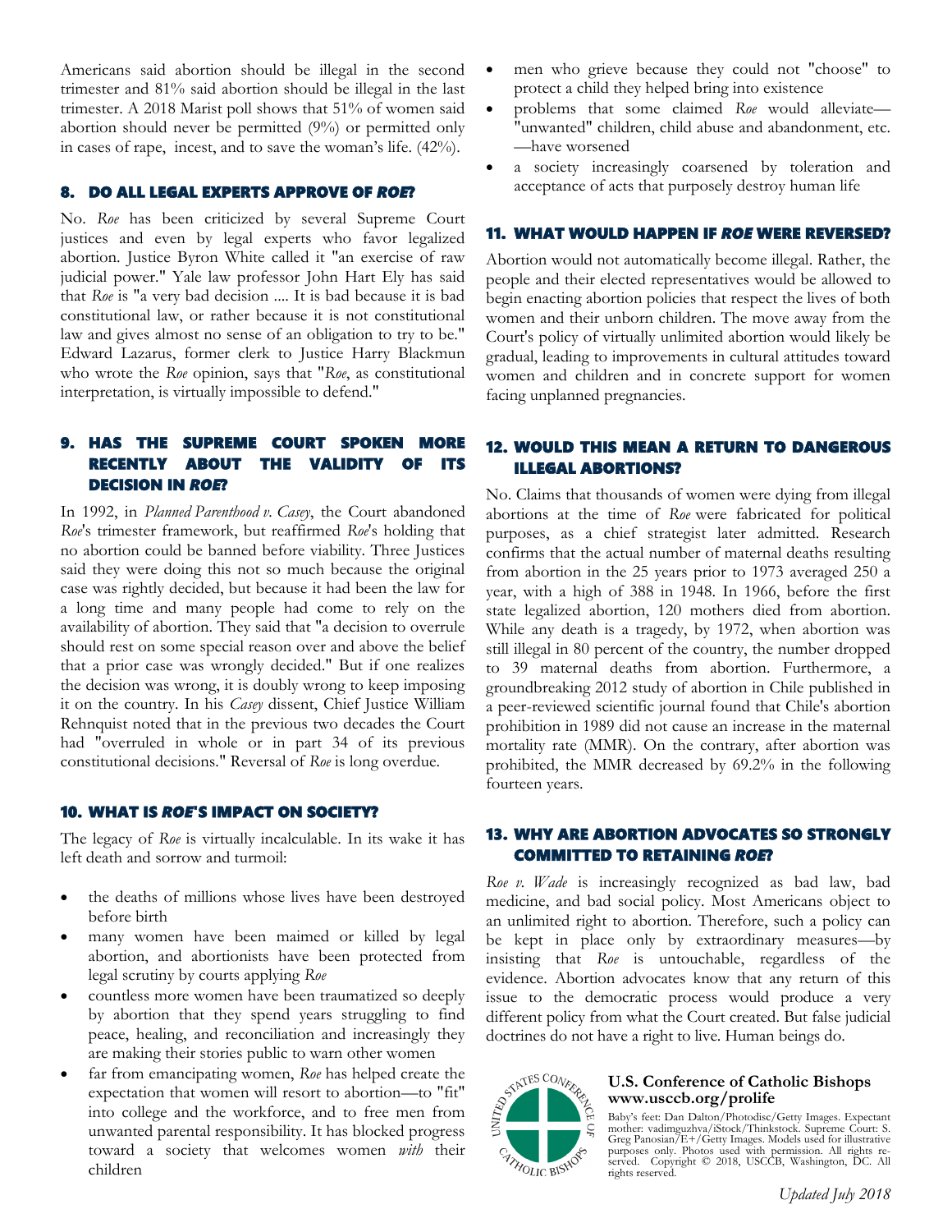Americans said abortion should be illegal in the second trimester and 81% said abortion should be illegal in the last trimester. A 2018 Marist poll shows that 51% of women said abortion should never be permitted (9%) or permitted only in cases of rape, incest, and to save the woman's life. (42%).

## 8. DO ALL LEGAL EXPERTS APPROVE OF *ROE*?

No. *Roe* has been criticized by several Supreme Court justices and even by legal experts who favor legalized abortion. Justice Byron White called it "an exercise of raw judicial power." Yale law professor John Hart Ely has said that *Roe* is "a very bad decision .... It is bad because it is bad constitutional law, or rather because it is not constitutional law and gives almost no sense of an obligation to try to be." Edward Lazarus, former clerk to Justice Harry Blackmun who wrote the *Roe* opinion, says that "*Roe*, as constitutional interpretation, is virtually impossible to defend."

## 9. HAS THE SUPREME COURT SPOKEN MORE RECENTLY ABOUT THE VALIDITY OF ITS DECISION IN *ROE*?

In 1992, in *Planned Parenthood v. Casey*, the Court abandoned *Roe*'s trimester framework, but reaffirmed *Roe*'s holding that no abortion could be banned before viability. Three Justices said they were doing this not so much because the original case was rightly decided, but because it had been the law for a long time and many people had come to rely on the availability of abortion. They said that "a decision to overrule should rest on some special reason over and above the belief that a prior case was wrongly decided." But if one realizes the decision was wrong, it is doubly wrong to keep imposing it on the country. In his *Casey* dissent, Chief Justice William Rehnquist noted that in the previous two decades the Court had "overruled in whole or in part 34 of its previous constitutional decisions." Reversal of *Roe* is long overdue.

## 10. WHAT IS *ROE*'S IMPACT ON SOCIETY?

The legacy of *Roe* is virtually incalculable. In its wake it has left death and sorrow and turmoil:

- the deaths of millions whose lives have been destroyed before birth
- many women have been maimed or killed by legal abortion, and abortionists have been protected from legal scrutiny by courts applying *Roe*
- countless more women have been traumatized so deeply by abortion that they spend years struggling to find peace, healing, and reconciliation and increasingly they are making their stories public to warn other women
- far from emancipating women, *Roe* has helped create the expectation that women will resort to abortion—to "fit" into college and the workforce, and to free men from unwanted parental responsibility. It has blocked progress toward a society that welcomes women *with* their children
- men who grieve because they could not "choose" to protect a child they helped bring into existence
- problems that some claimed *Roe* would alleviate—"unwanted" children, child abuse and abandonment, etc.—have worsened
- a society increasingly coarsened by toleration and acceptance of acts that purposely destroy human life

## 11. WHAT WOULD HAPPEN IF *ROE* WERE REVERSED?

Abortion would not automatically become illegal. Rather, the people and their elected representatives would be allowed to begin enacting abortion policies that respect the lives of both women and their unborn children. The move away from the Court's policy of virtually unlimited abortion would likely be gradual, leading to improvements in cultural attitudes toward women and children and in concrete support for women facing unplanned pregnancies.

## 12. WOULD THIS MEAN A RETURN TO DANGEROUS ILLEGAL ABORTIONS?

No. Claims that thousands of women were dying from illegal abortions at the time of *Roe* were fabricated for political purposes, as a chief strategist later admitted. Research confirms that the actual number of maternal deaths resulting from abortion in the 25 years prior to 1973 averaged 250 a year, with a high of 388 in 1948. In 1966, before the first state legalized abortion, 120 mothers died from abortion. While any death is a tragedy, by 1972, when abortion was still illegal in 80 percent of the country, the number dropped to 39 maternal deaths from abortion. Furthermore, a groundbreaking 2012 study of abortion in Chile published in a peer-reviewed scientific journal found that Chile's abortion prohibition in 1989 did not cause an increase in the maternal mortality rate (MMR). On the contrary, after abortion was prohibited, the MMR decreased by 69.2% in the following fourteen years.

## 13. WHY ARE ABORTION ADVOCATES SO STRONGLY COMMITTED TO RETAINING *ROE*?

*Roe v. Wade* is increasingly recognized as bad law, bad medicine, and bad social policy. Most Americans object to an unlimited right to abortion. Therefore, such a policy can be kept in place only by extraordinary measures—by insisting that *Roe* is untouchable, regardless of the evidence. Abortion advocates know that any return of this issue to the democratic process would produce a very different policy from what the Court created. But false judicial doctrines do not have a right to live. Human beings do.

**U.S. Conference of Catholic Bishops**
**www.usccb.org/prolife**

Baby's feet: Dan Dalton/Photodisc/Getty Images. Expectant mother: vadimguzhva/iStock/Thinkstock. Supreme Court: S. Greg Panosian/E+/Getty Images. Models used for illustrative purposes only. Photos used with permission. All rights reserved. Copyright © 2018, USCCB, Washington, DC. All rights reserved.

*Updated July 2018*